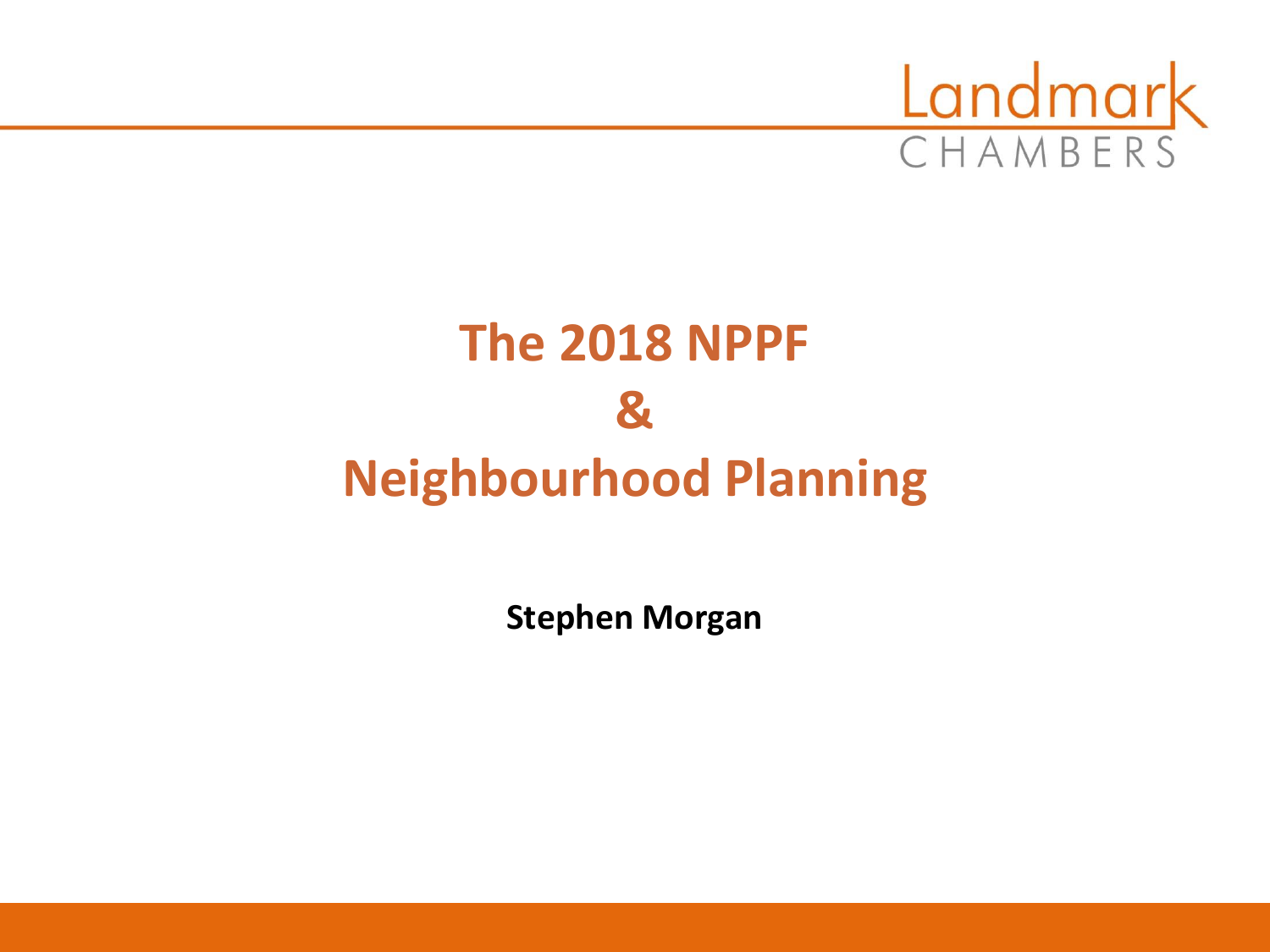Landmark CHAMBERS

# The 2018 NPPF
# &
# Neighbourhood Planning

**Stephen Morgan**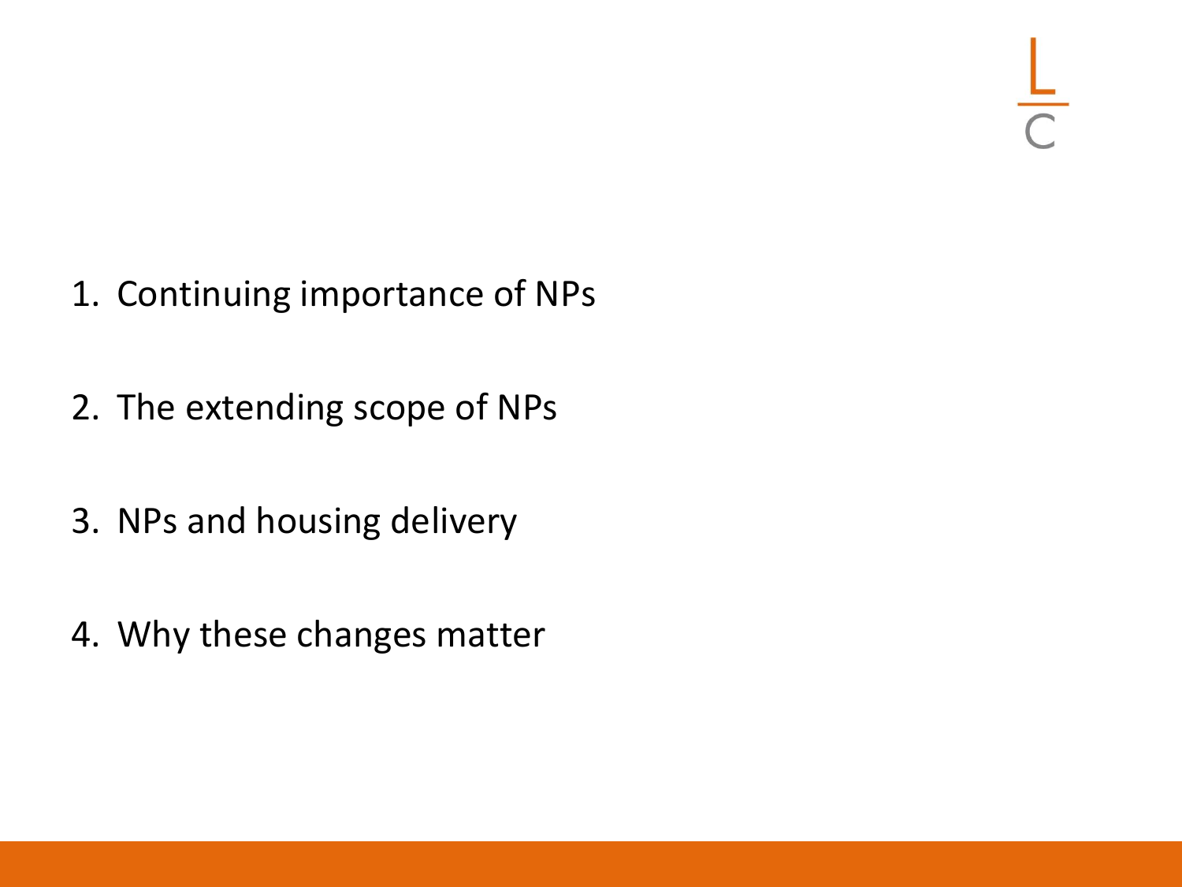1. Continuing importance of NPs

2. The extending scope of NPs

3. NPs and housing delivery

4. Why these changes matter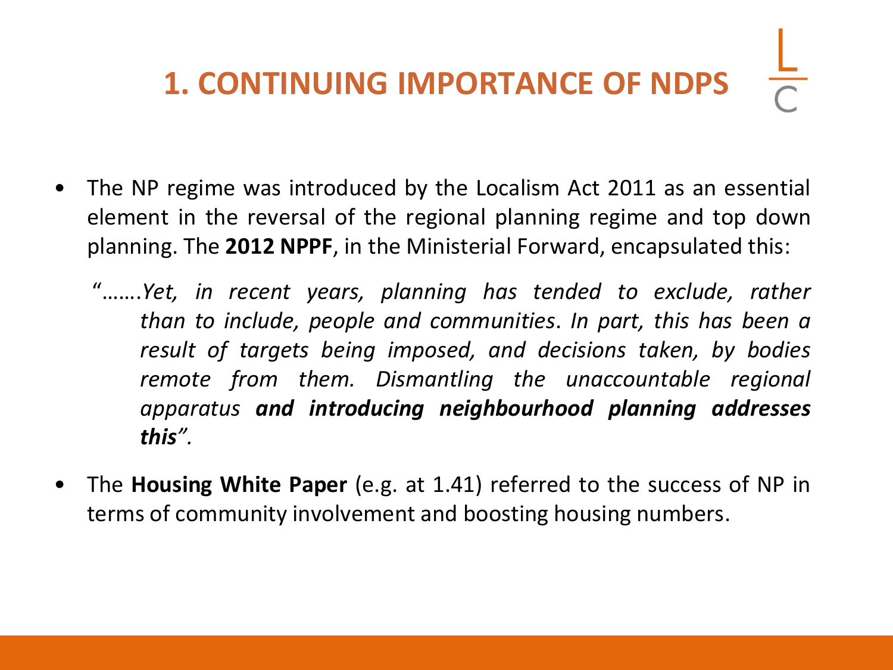# 1. CONTINUING IMPORTANCE OF NDPS

- The NP regime was introduced by the Localism Act 2011 as an essential element in the reversal of the regional planning regime and top down planning. The **2012 NPPF**, in the Ministerial Forward, encapsulated this:

  "…….*Yet, in recent years, planning has tended to exclude, rather than to include, people and communities*. *In part, this has been a result of targets being imposed, and decisions taken, by bodies remote from them. Dismantling the unaccountable regional apparatus* ***and introducing neighbourhood planning addresses this***".

- The **Housing White Paper** (e.g. at 1.41) referred to the success of NP in terms of community involvement and boosting housing numbers.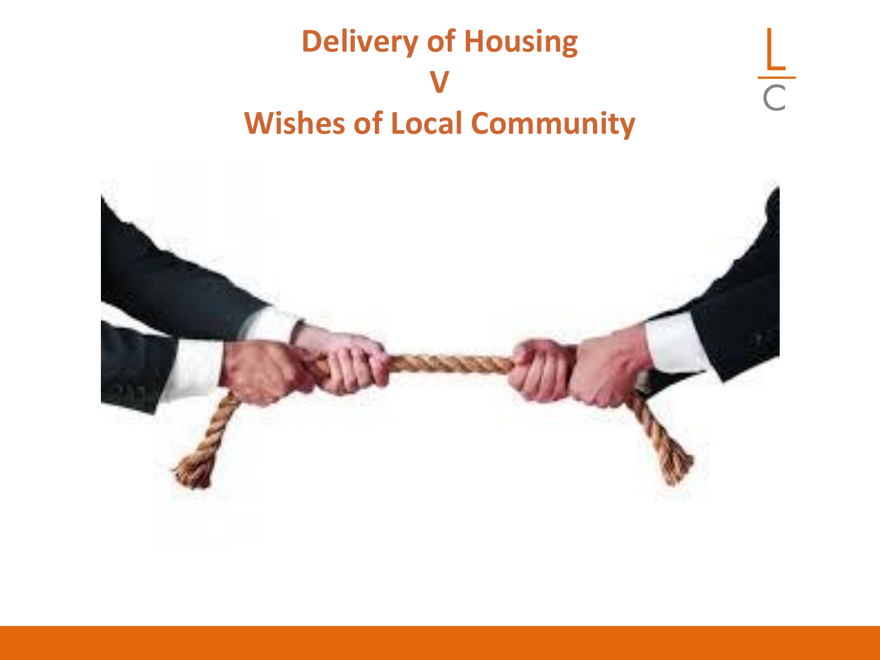# Delivery of Housing
# V
# Wishes of Local Community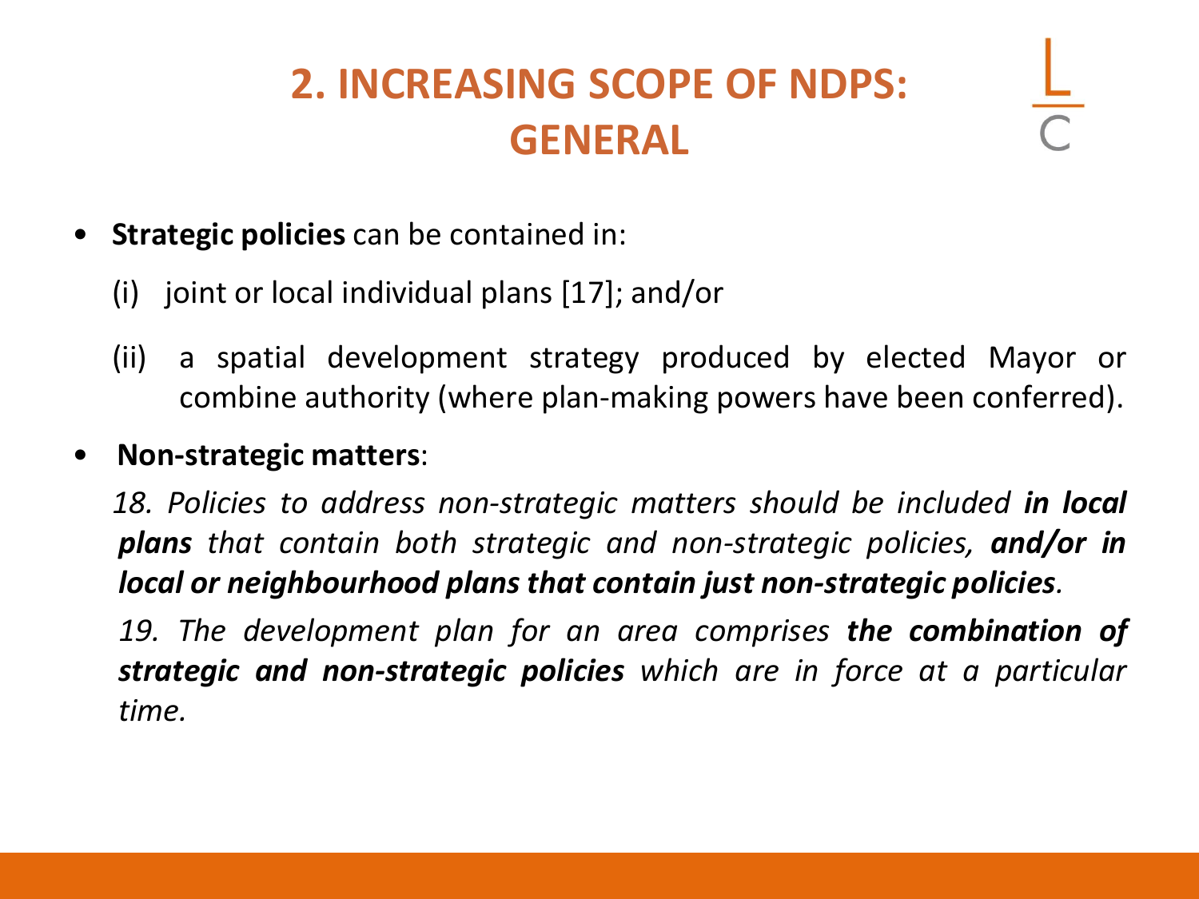# 2. INCREASING SCOPE OF NDPS: GENERAL

- **Strategic policies** can be contained in:

  (i) joint or local individual plans [17]; and/or

  (ii) a spatial development strategy produced by elected Mayor or combine authority (where plan-making powers have been conferred).

- **Non-strategic matters**:

  *18. Policies to address non-strategic matters should be included* ***in local plans*** *that contain both strategic and non-strategic policies,* ***and/or in local or neighbourhood plans that contain just non-strategic policies****.*

  *19. The development plan for an area comprises* ***the combination of strategic and non-strategic policies*** *which are in force at a particular time.*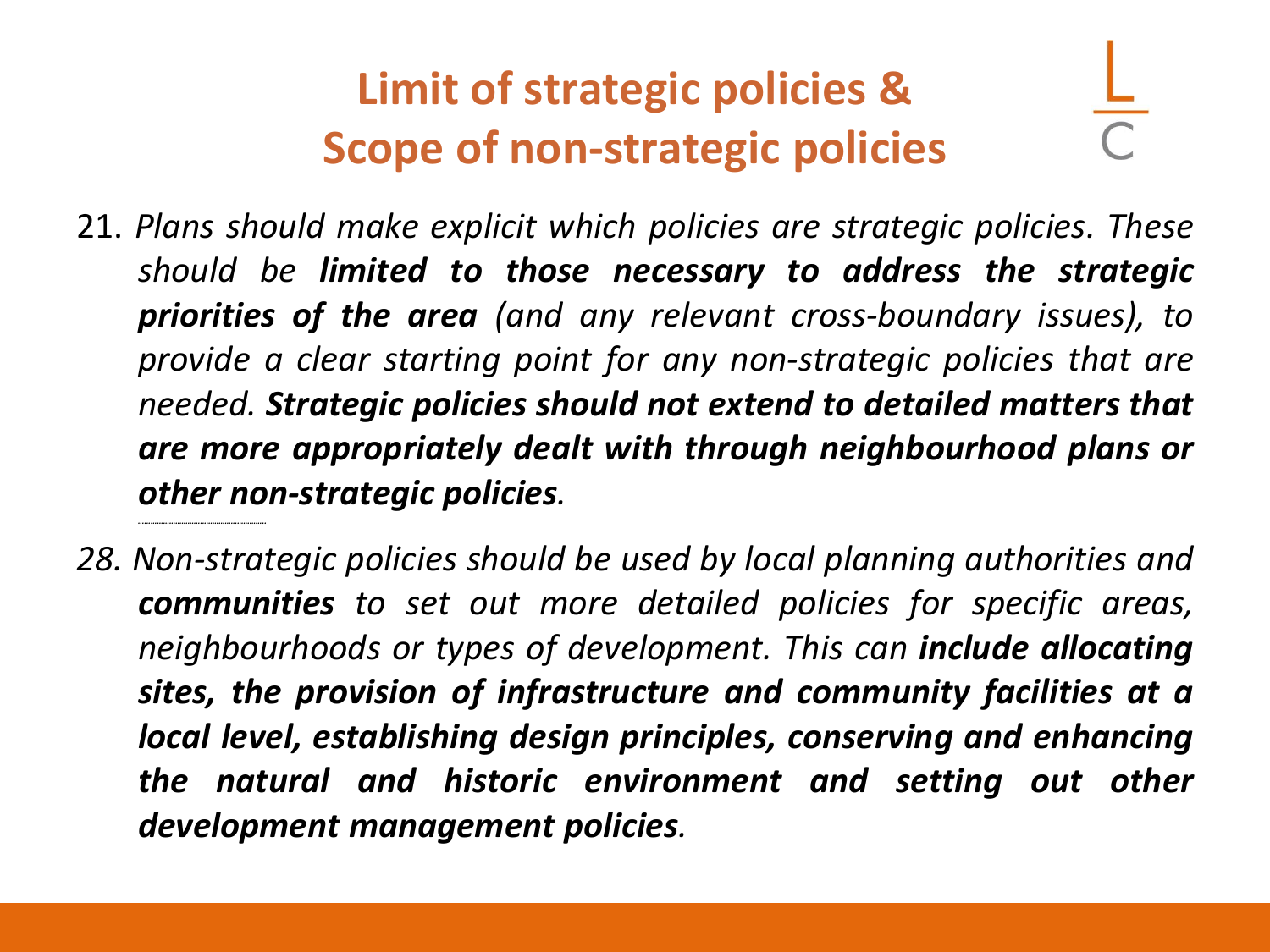# Limit of strategic policies & Scope of non-strategic policies

21. *Plans should make explicit which policies are strategic policies. These should be **limited to those necessary to address the strategic priorities of the area** (and any relevant cross-boundary issues), to provide a clear starting point for any non-strategic policies that are needed. **Strategic policies should not extend to detailed matters that are more appropriately dealt with through neighbourhood plans or other non-strategic policies**.*

---

*28. Non-strategic policies should be used by local planning authorities and **communities** to set out more detailed policies for specific areas, neighbourhoods or types of development. This can **include allocating sites, the provision of infrastructure and community facilities at a local level, establishing design principles, conserving and enhancing the natural and historic environment and setting out other development management policies**.*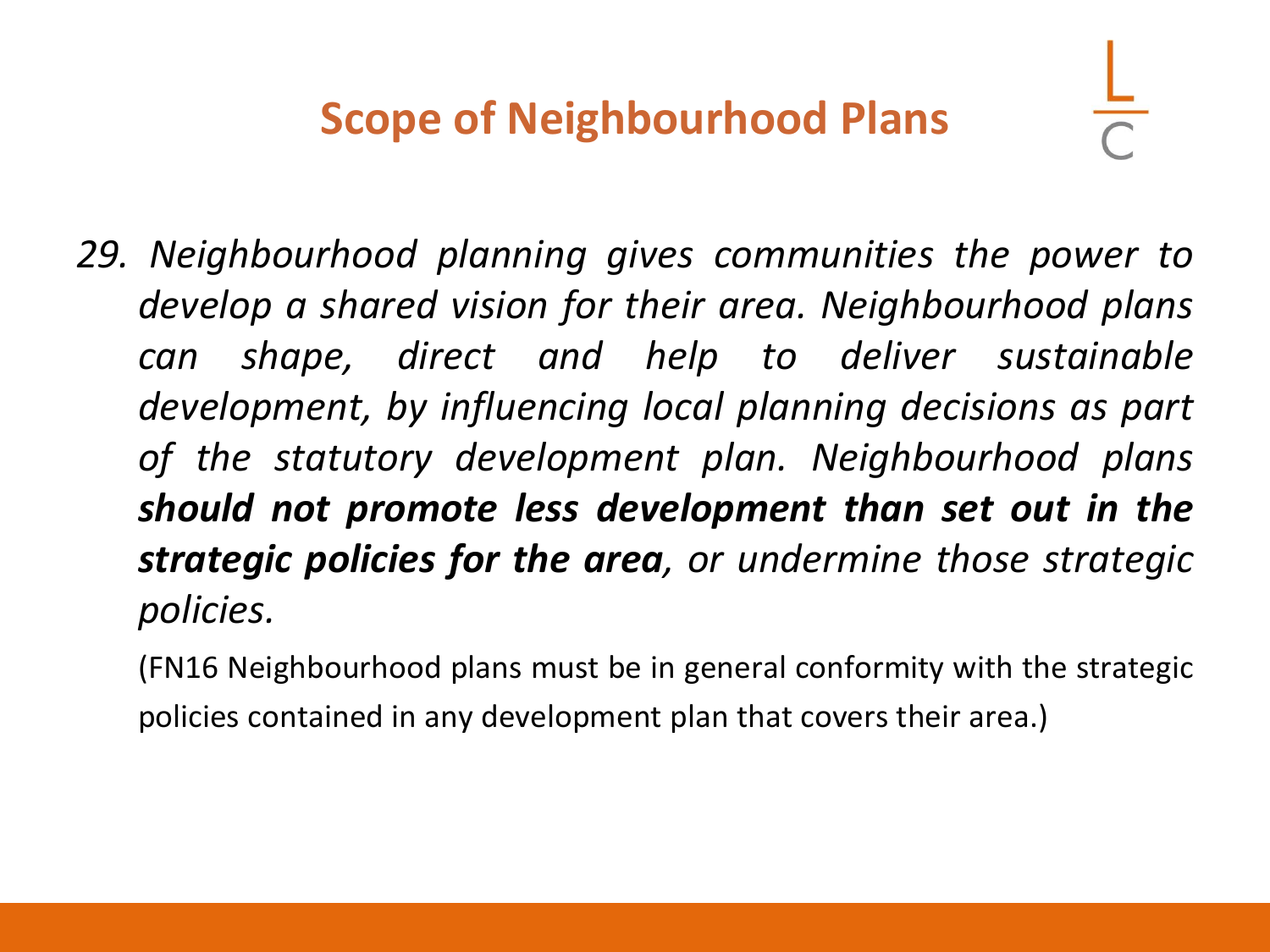# Scope of Neighbourhood Plans

*29. Neighbourhood planning gives communities the power to develop a shared vision for their area. Neighbourhood plans can shape, direct and help to deliver sustainable development, by influencing local planning decisions as part of the statutory development plan. Neighbourhood plans* ***should not promote less development than set out in the strategic policies for the area****, or undermine those strategic policies.*

(FN16 Neighbourhood plans must be in general conformity with the strategic policies contained in any development plan that covers their area.)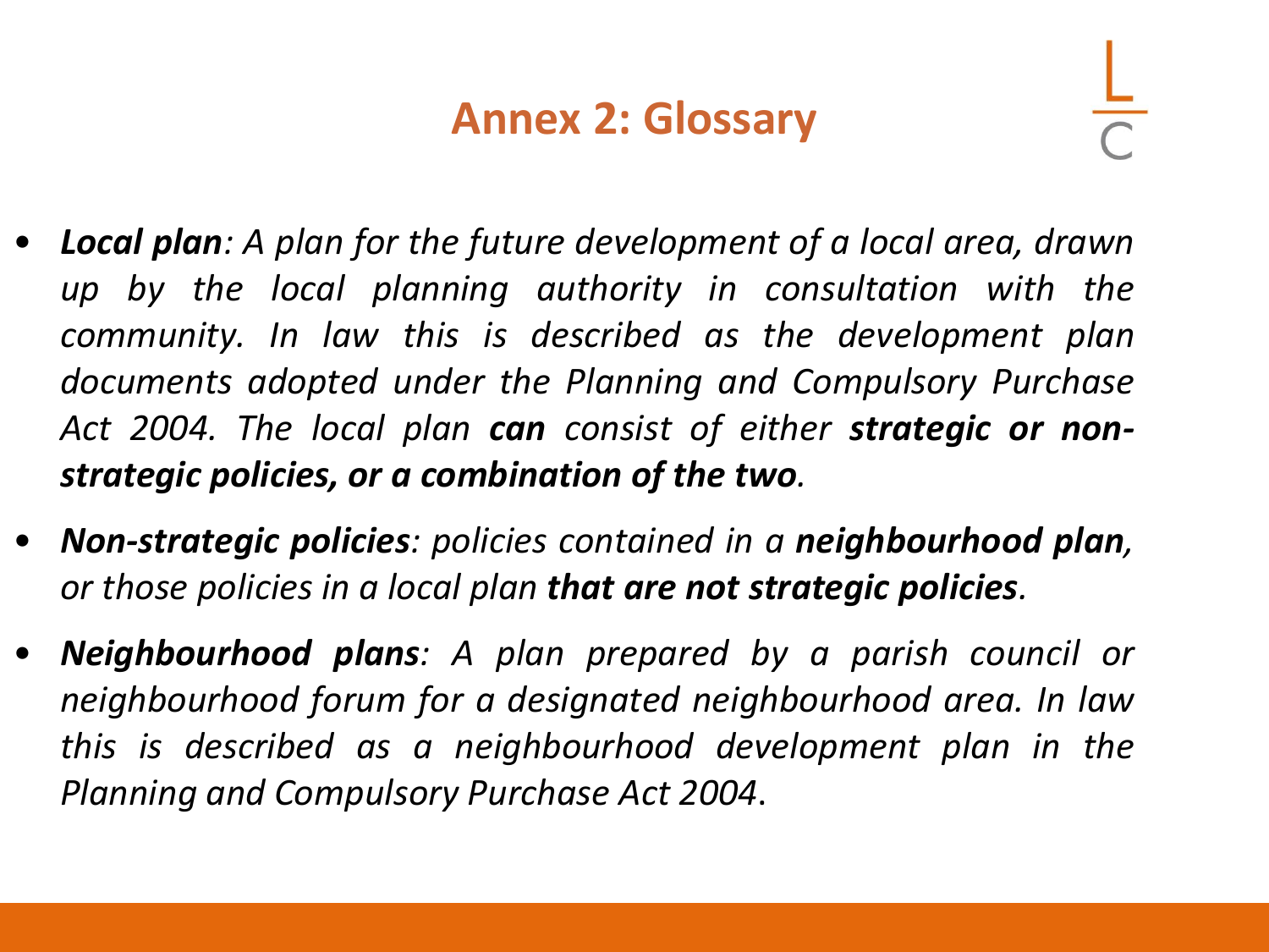# Annex 2: Glossary

- ***Local plan****: A plan for the future development of a local area, drawn up by the local planning authority in consultation with the community. In law this is described as the development plan documents adopted under the Planning and Compulsory Purchase Act 2004. The local plan* ***can*** *consist of either* ***strategic or non-strategic policies, or a combination of the two****.*
- ***Non-strategic policies****: policies contained in a* ***neighbourhood plan****, or those policies in a local plan* ***that are not strategic policies****.*
- ***Neighbourhood plans****: A plan prepared by a parish council or neighbourhood forum for a designated neighbourhood area. In law this is described as a neighbourhood development plan in the Planning and Compulsory Purchase Act 2004*.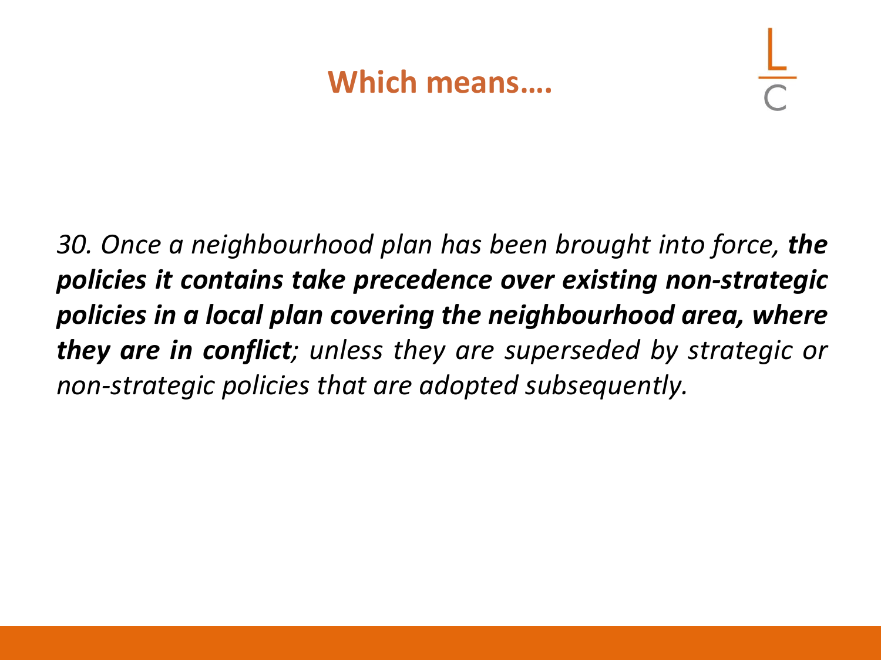# Which means….

*30. Once a neighbourhood plan has been brought into force, **the policies it contains take precedence over existing non-strategic policies in a local plan covering the neighbourhood area, where they are in conflict**; unless they are superseded by strategic or non-strategic policies that are adopted subsequently.*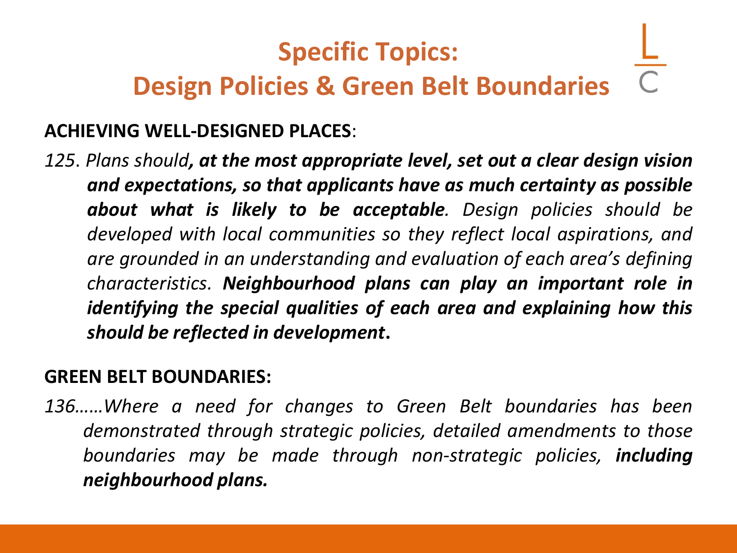# Specific Topics:
# Design Policies & Green Belt Boundaries

**ACHIEVING WELL-DESIGNED PLACES**:

*125. Plans should**, at the most appropriate level, set out a clear design vision and expectations, so that applicants have as much certainty as possible about what is likely to be acceptable**. Design policies should be developed with local communities so they reflect local aspirations, and are grounded in an understanding and evaluation of each area's defining characteristics. **Neighbourhood plans can play an important role in identifying the special qualities of each area and explaining how this should be reflected in development**.*

**GREEN BELT BOUNDARIES:**

*136……Where a need for changes to Green Belt boundaries has been demonstrated through strategic policies, detailed amendments to those boundaries may be made through non-strategic policies, **including neighbourhood plans.***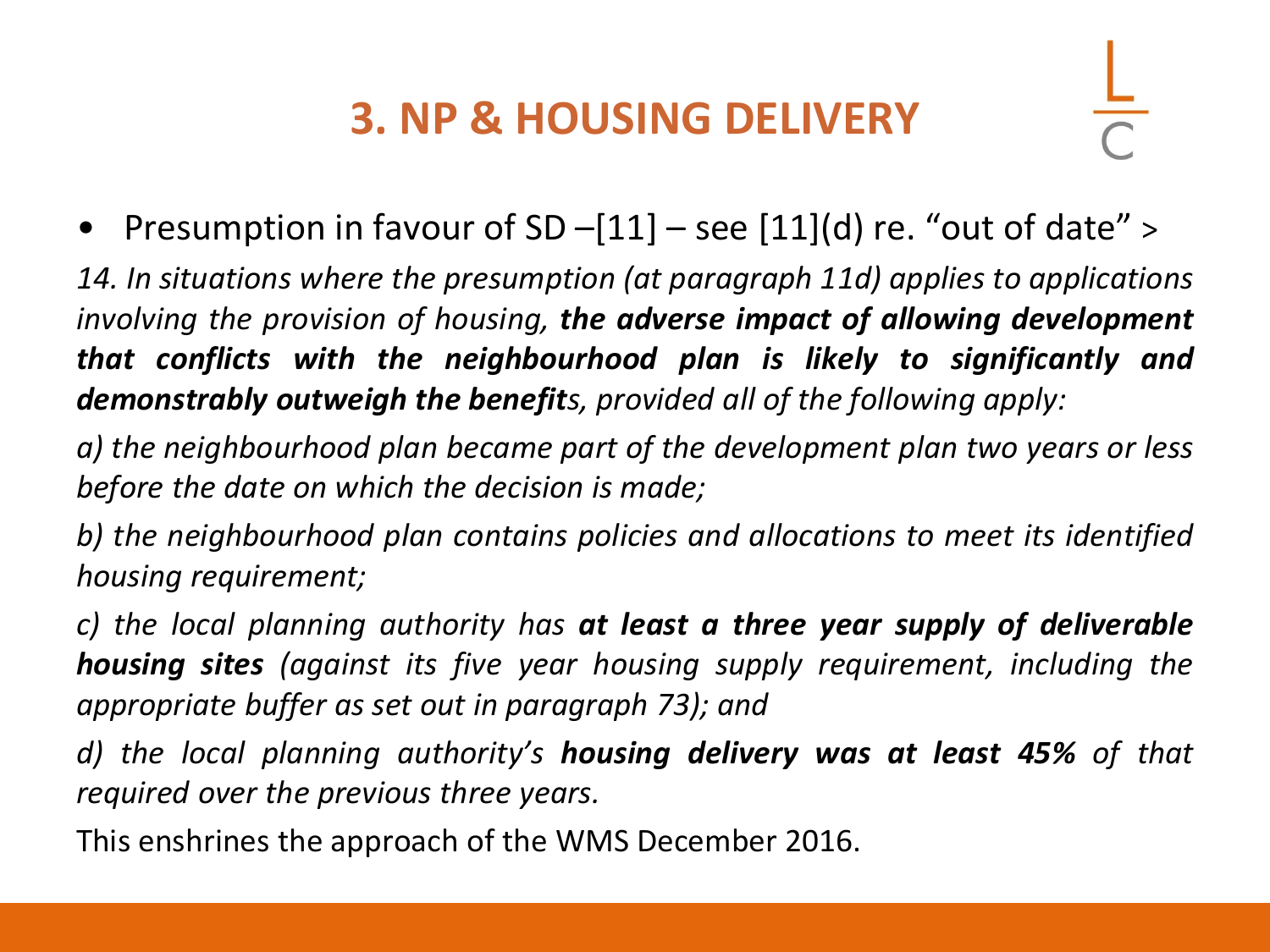# 3. NP & HOUSING DELIVERY

- Presumption in favour of SD –[11] – see [11](d) re. "out of date" >

*14. In situations where the presumption (at paragraph 11d) applies to applications involving the provision of housing, **the adverse impact of allowing development that conflicts with the neighbourhood plan is likely to significantly and demonstrably outweigh the benefit**s, provided all of the following apply:*

*a) the neighbourhood plan became part of the development plan two years or less before the date on which the decision is made;*

*b) the neighbourhood plan contains policies and allocations to meet its identified housing requirement;*

*c) the local planning authority has **at least a three year supply of deliverable housing sites** (against its five year housing supply requirement, including the appropriate buffer as set out in paragraph 73); and*

*d) the local planning authority's **housing delivery was at least 45%** of that required over the previous three years.*

This enshrines the approach of the WMS December 2016.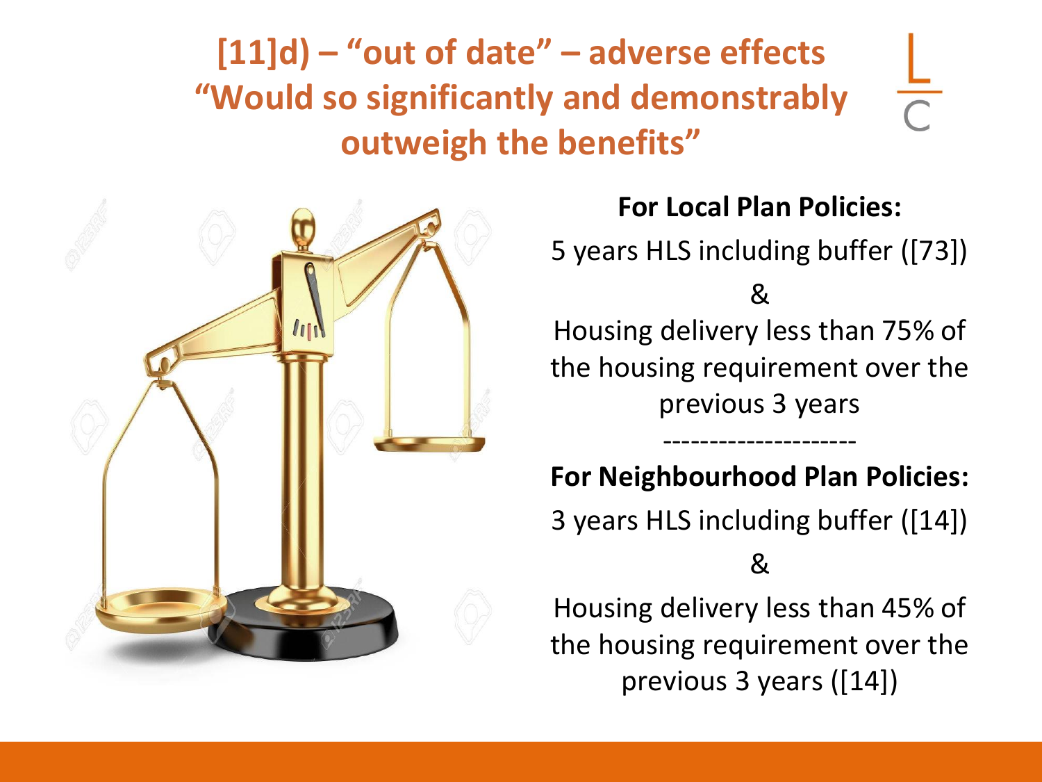# [11]d) – "out of date" – adverse effects "Would so significantly and demonstrably outweigh the benefits"

**For Local Plan Policies:**

5 years HLS including buffer ([73])

&

Housing delivery less than 75% of the housing requirement over the previous 3 years

---------------------

**For Neighbourhood Plan Policies:**

3 years HLS including buffer ([14])

&

Housing delivery less than 45% of the housing requirement over the previous 3 years ([14])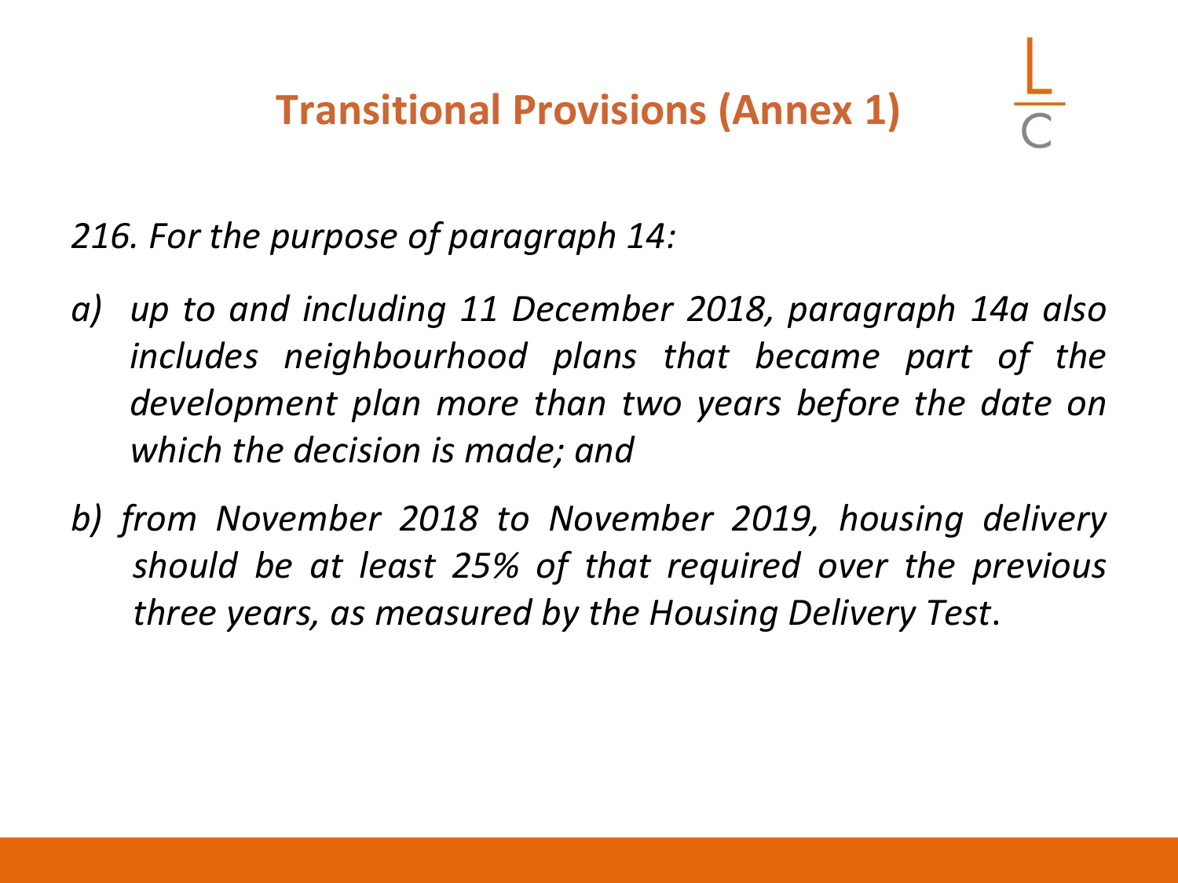# Transitional Provisions (Annex 1)

*216. For the purpose of paragraph 14:*

*a) up to and including 11 December 2018, paragraph 14a also includes neighbourhood plans that became part of the development plan more than two years before the date on which the decision is made; and*

*b) from November 2018 to November 2019, housing delivery should be at least 25% of that required over the previous three years, as measured by the Housing Delivery Test*.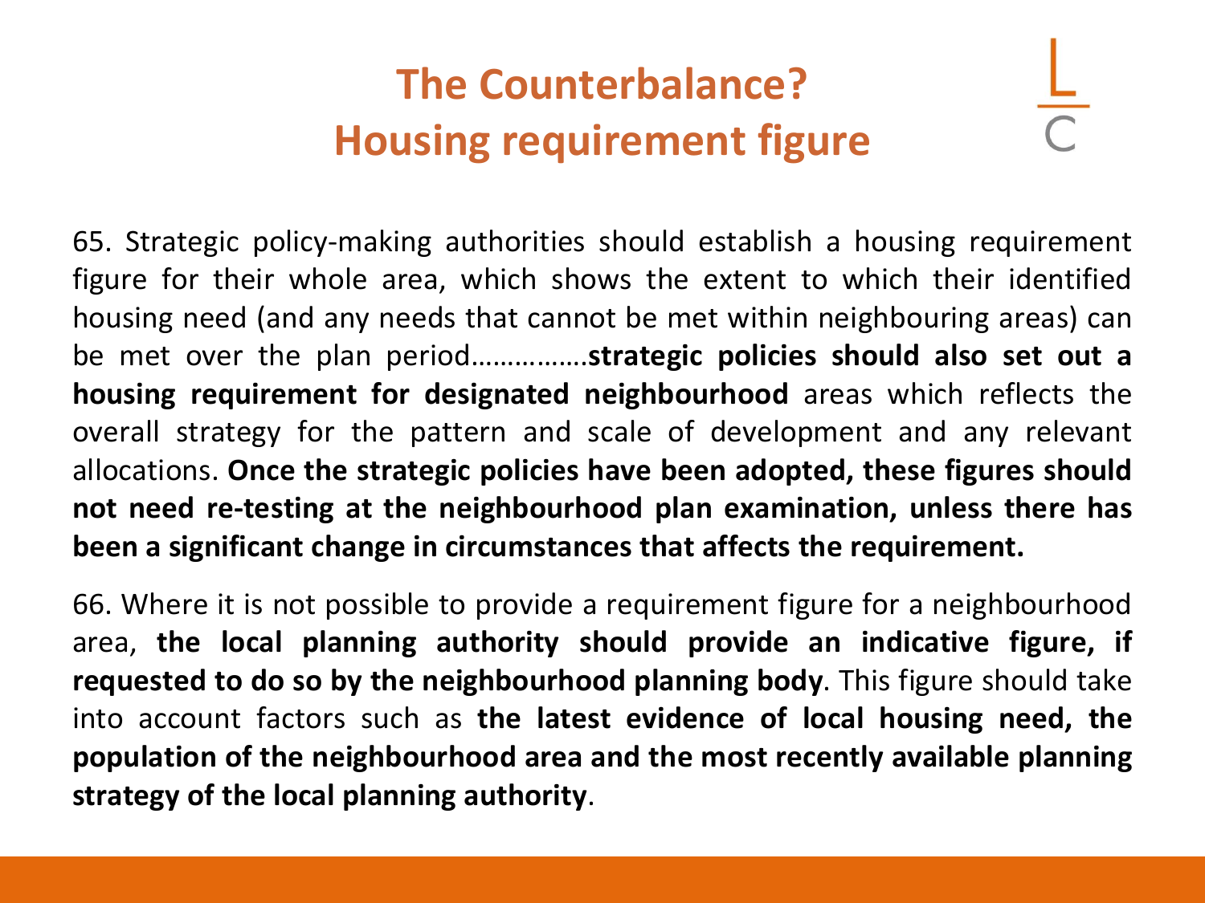# The Counterbalance? Housing requirement figure

65. Strategic policy-making authorities should establish a housing requirement figure for their whole area, which shows the extent to which their identified housing need (and any needs that cannot be met within neighbouring areas) can be met over the plan period…………….**strategic policies should also set out a housing requirement for designated neighbourhood** areas which reflects the overall strategy for the pattern and scale of development and any relevant allocations. **Once the strategic policies have been adopted, these figures should not need re-testing at the neighbourhood plan examination, unless there has been a significant change in circumstances that affects the requirement.**

66. Where it is not possible to provide a requirement figure for a neighbourhood area, **the local planning authority should provide an indicative figure, if requested to do so by the neighbourhood planning body**. This figure should take into account factors such as **the latest evidence of local housing need, the population of the neighbourhood area and the most recently available planning strategy of the local planning authority**.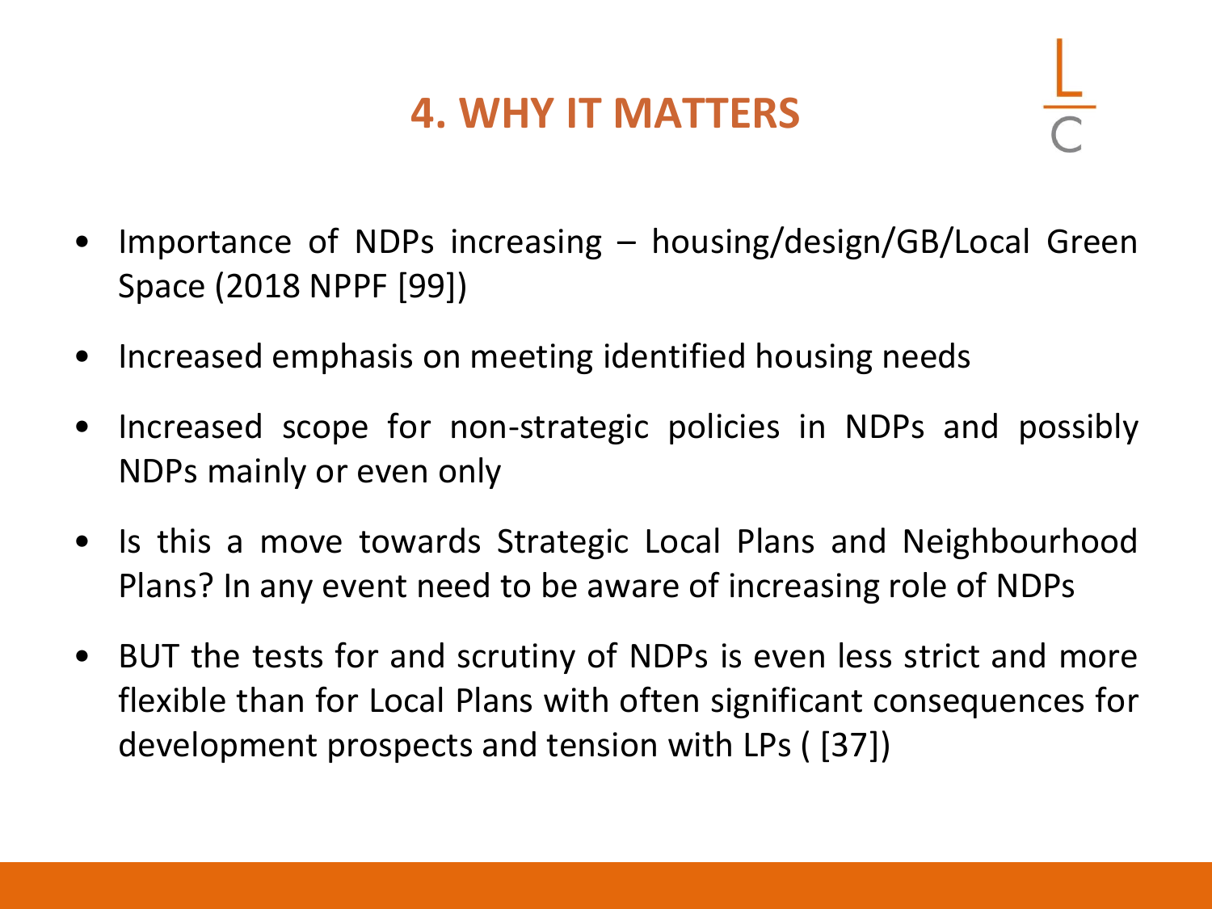# 4. WHY IT MATTERS

- Importance of NDPs increasing – housing/design/GB/Local Green Space (2018 NPPF [99])
- Increased emphasis on meeting identified housing needs
- Increased scope for non-strategic policies in NDPs and possibly NDPs mainly or even only
- Is this a move towards Strategic Local Plans and Neighbourhood Plans? In any event need to be aware of increasing role of NDPs
- BUT the tests for and scrutiny of NDPs is even less strict and more flexible than for Local Plans with often significant consequences for development prospects and tension with LPs ( [37])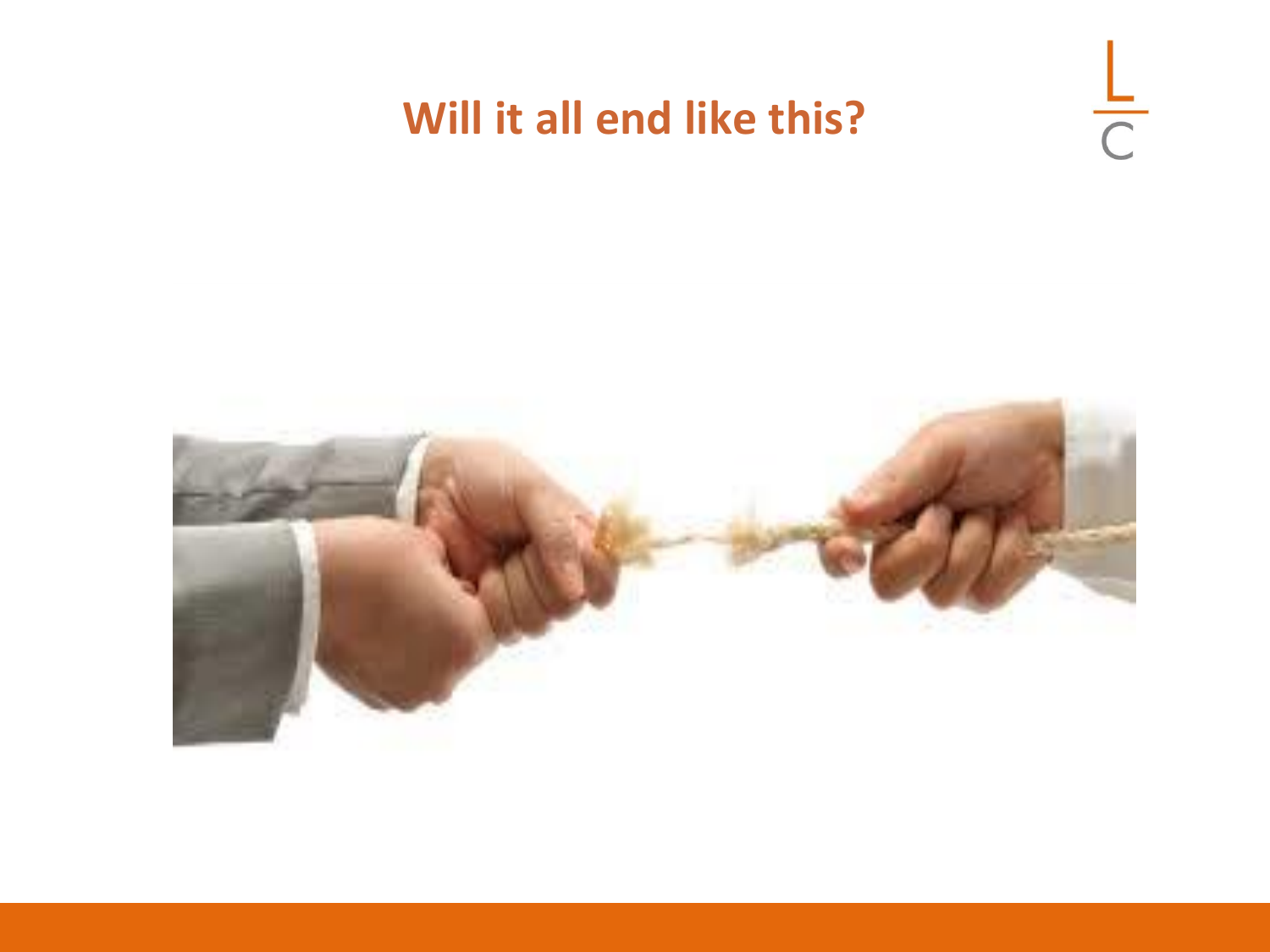# Will it all end like this?